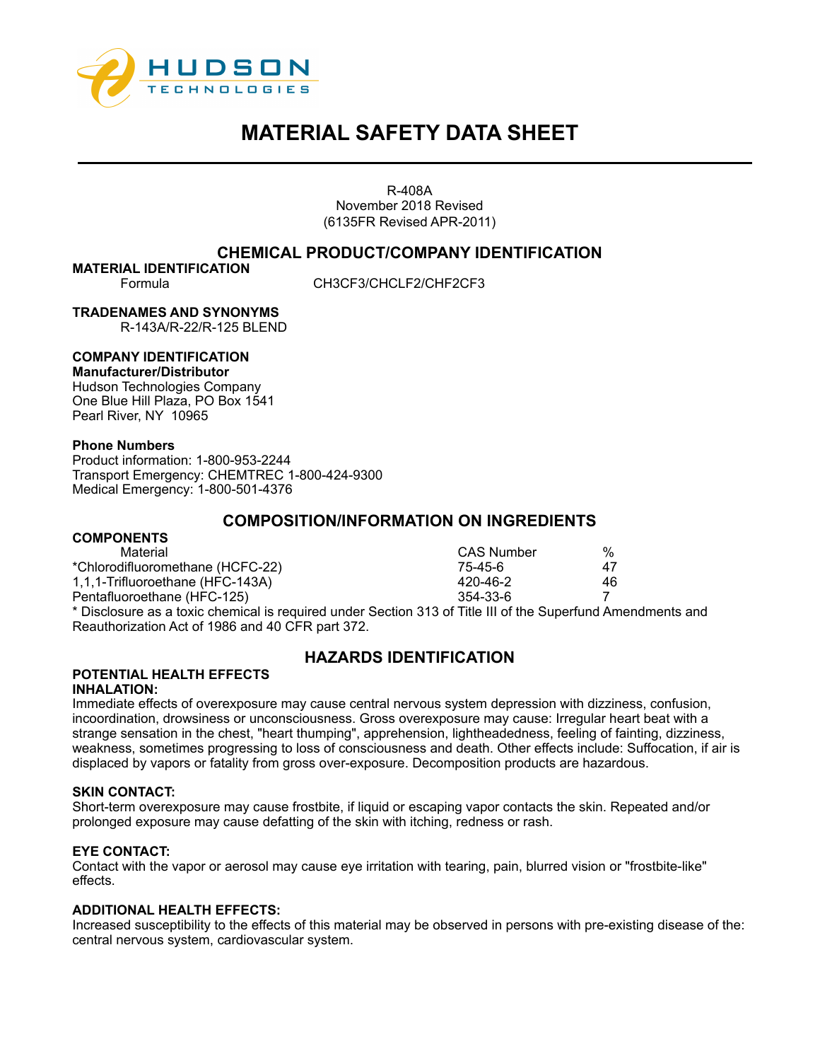HUDSON TECHNOLOGIES

# MATERIAL SAFETY DATA SHEET

R-408A
November 2018 Revised
(6135FR Revised APR-2011)

## CHEMICAL PRODUCT/COMPANY IDENTIFICATION

**MATERIAL IDENTIFICATION**

Formula CH3CF3/CHCLF2/CHF2CF3

**TRADENAMES AND SYNONYMS**

R-143A/R-22/R-125 BLEND

**COMPANY IDENTIFICATION**

**Manufacturer/Distributor**

Hudson Technologies Company
One Blue Hill Plaza, PO Box 1541
Pearl River, NY 10965

**Phone Numbers**

Product information: 1-800-953-2244
Transport Emergency: CHEMTREC 1-800-424-9300
Medical Emergency: 1-800-501-4376

## COMPOSITION/INFORMATION ON INGREDIENTS

**COMPONENTS**

| Material | CAS Number | % |
|---|---|---|
| *Chlorodifluoromethane (HCFC-22) | 75-45-6 | 47 |
| 1,1,1-Trifluoroethane (HFC-143A) | 420-46-2 | 46 |
| Pentafluoroethane (HFC-125) | 354-33-6 | 7 |

* Disclosure as a toxic chemical is required under Section 313 of Title III of the Superfund Amendments and Reauthorization Act of 1986 and 40 CFR part 372.

## HAZARDS IDENTIFICATION

**POTENTIAL HEALTH EFFECTS**

**INHALATION:**

Immediate effects of overexposure may cause central nervous system depression with dizziness, confusion, incoordination, drowsiness or unconsciousness. Gross overexposure may cause: Irregular heart beat with a strange sensation in the chest, "heart thumping", apprehension, lightheadedness, feeling of fainting, dizziness, weakness, sometimes progressing to loss of consciousness and death. Other effects include: Suffocation, if air is displaced by vapors or fatality from gross over-exposure. Decomposition products are hazardous.

**SKIN CONTACT:**

Short-term overexposure may cause frostbite, if liquid or escaping vapor contacts the skin. Repeated and/or prolonged exposure may cause defatting of the skin with itching, redness or rash.

**EYE CONTACT:**

Contact with the vapor or aerosol may cause eye irritation with tearing, pain, blurred vision or "frostbite-like" effects.

**ADDITIONAL HEALTH EFFECTS:**

Increased susceptibility to the effects of this material may be observed in persons with pre-existing disease of the: central nervous system, cardiovascular system.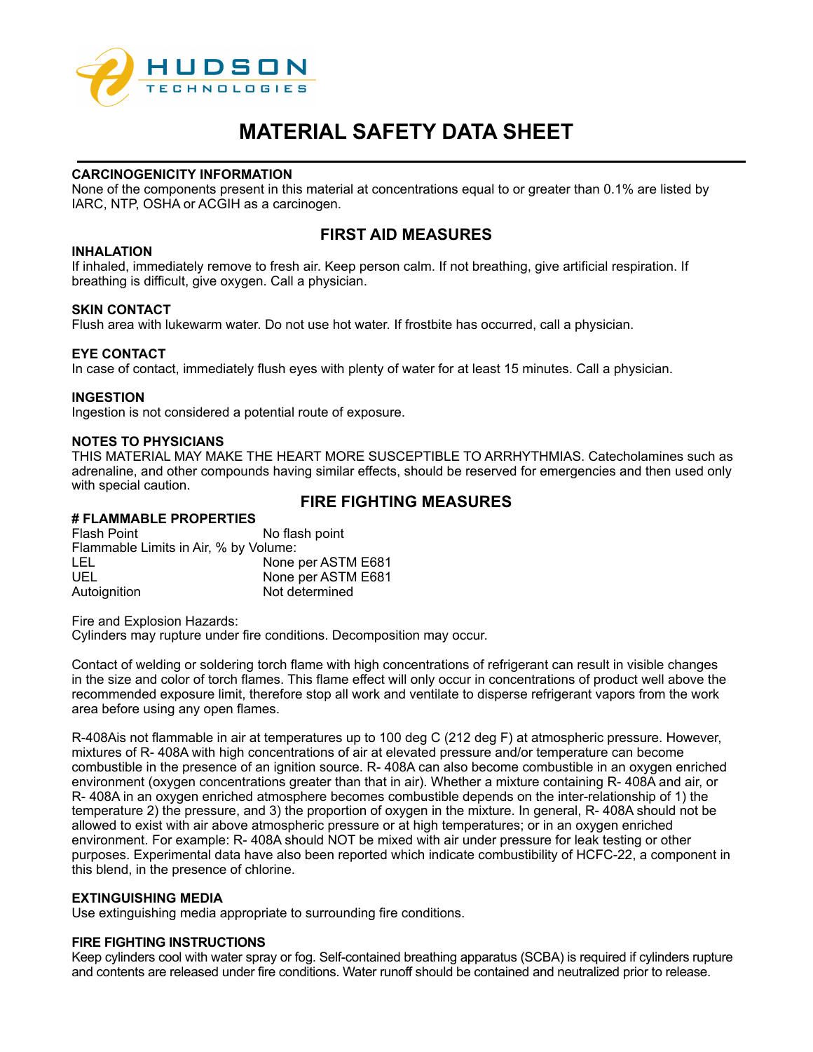# MATERIAL SAFETY DATA SHEET

**CARCINOGENICITY INFORMATION**

None of the components present in this material at concentrations equal to or greater than 0.1% are listed by IARC, NTP, OSHA or ACGIH as a carcinogen.

## FIRST AID MEASURES

**INHALATION**

If inhaled, immediately remove to fresh air. Keep person calm. If not breathing, give artificial respiration. If breathing is difficult, give oxygen. Call a physician.

**SKIN CONTACT**

Flush area with lukewarm water. Do not use hot water. If frostbite has occurred, call a physician.

**EYE CONTACT**

In case of contact, immediately flush eyes with plenty of water for at least 15 minutes. Call a physician.

**INGESTION**

Ingestion is not considered a potential route of exposure.

**NOTES TO PHYSICIANS**

THIS MATERIAL MAY MAKE THE HEART MORE SUSCEPTIBLE TO ARRHYTHMIAS. Catecholamines such as adrenaline, and other compounds having similar effects, should be reserved for emergencies and then used only with special caution.

## FIRE FIGHTING MEASURES

**# FLAMMABLE PROPERTIES**

| | |
|---|---|
| Flash Point | No flash point |
| Flammable Limits in Air, % by Volume: | |
| LEL | None per ASTM E681 |
| UEL | None per ASTM E681 |
| Autoignition | Not determined |

Fire and Explosion Hazards:
Cylinders may rupture under fire conditions. Decomposition may occur.

Contact of welding or soldering torch flame with high concentrations of refrigerant can result in visible changes in the size and color of torch flames. This flame effect will only occur in concentrations of product well above the recommended exposure limit, therefore stop all work and ventilate to disperse refrigerant vapors from the work area before using any open flames.

R-408Ais not flammable in air at temperatures up to 100 deg C (212 deg F) at atmospheric pressure. However, mixtures of R- 408A with high concentrations of air at elevated pressure and/or temperature can become combustible in the presence of an ignition source. R- 408A can also become combustible in an oxygen enriched environment (oxygen concentrations greater than that in air). Whether a mixture containing R- 408A and air, or R- 408A in an oxygen enriched atmosphere becomes combustible depends on the inter-relationship of 1) the temperature 2) the pressure, and 3) the proportion of oxygen in the mixture. In general, R- 408A should not be allowed to exist with air above atmospheric pressure or at high temperatures; or in an oxygen enriched environment. For example: R- 408A should NOT be mixed with air under pressure for leak testing or other purposes. Experimental data have also been reported which indicate combustibility of HCFC-22, a component in this blend, in the presence of chlorine.

**EXTINGUISHING MEDIA**

Use extinguishing media appropriate to surrounding fire conditions.

**FIRE FIGHTING INSTRUCTIONS**

Keep cylinders cool with water spray or fog. Self-contained breathing apparatus (SCBA) is required if cylinders rupture and contents are released under fire conditions. Water runoff should be contained and neutralized prior to release.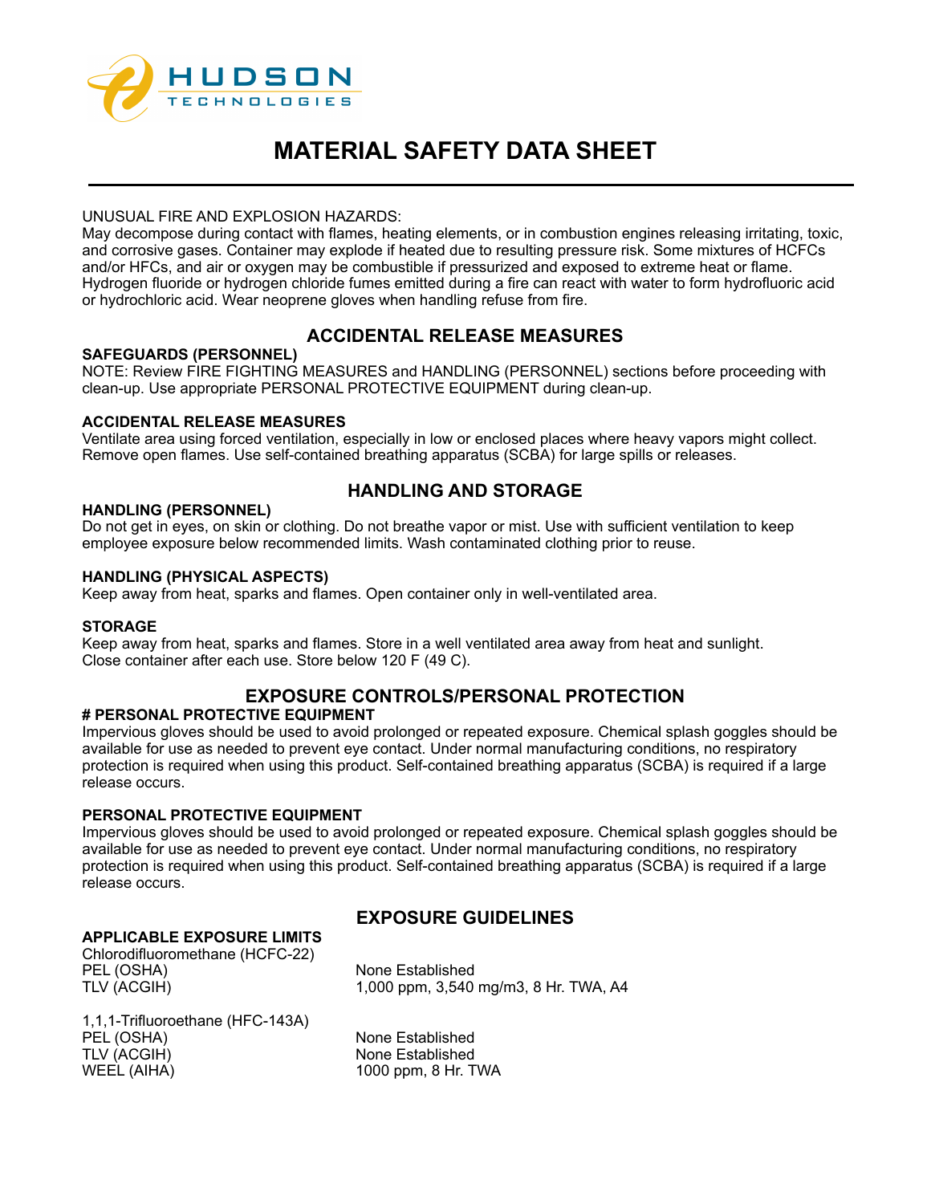UNUSUAL FIRE AND EXPLOSION HAZARDS:
May decompose during contact with flames, heating elements, or in combustion engines releasing irritating, toxic, and corrosive gases. Container may explode if heated due to resulting pressure risk. Some mixtures of HCFCs and/or HFCs, and air or oxygen may be combustible if pressurized and exposed to extreme heat or flame. Hydrogen fluoride or hydrogen chloride fumes emitted during a fire can react with water to form hydrofluoric acid or hydrochloric acid. Wear neoprene gloves when handling refuse from fire.

## ACCIDENTAL RELEASE MEASURES

**SAFEGUARDS (PERSONNEL)**
NOTE: Review FIRE FIGHTING MEASURES and HANDLING (PERSONNEL) sections before proceeding with clean-up. Use appropriate PERSONAL PROTECTIVE EQUIPMENT during clean-up.

**ACCIDENTAL RELEASE MEASURES**
Ventilate area using forced ventilation, especially in low or enclosed places where heavy vapors might collect. Remove open flames. Use self-contained breathing apparatus (SCBA) for large spills or releases.

## HANDLING AND STORAGE

**HANDLING (PERSONNEL)**
Do not get in eyes, on skin or clothing. Do not breathe vapor or mist. Use with sufficient ventilation to keep employee exposure below recommended limits. Wash contaminated clothing prior to reuse.

**HANDLING (PHYSICAL ASPECTS)**
Keep away from heat, sparks and flames. Open container only in well-ventilated area.

**STORAGE**
Keep away from heat, sparks and flames. Store in a well ventilated area away from heat and sunlight. Close container after each use. Store below 120 F (49 C).

## EXPOSURE CONTROLS/PERSONAL PROTECTION

**# PERSONAL PROTECTIVE EQUIPMENT**
Impervious gloves should be used to avoid prolonged or repeated exposure. Chemical splash goggles should be available for use as needed to prevent eye contact. Under normal manufacturing conditions, no respiratory protection is required when using this product. Self-contained breathing apparatus (SCBA) is required if a large release occurs.

**PERSONAL PROTECTIVE EQUIPMENT**
Impervious gloves should be used to avoid prolonged or repeated exposure. Chemical splash goggles should be available for use as needed to prevent eye contact. Under normal manufacturing conditions, no respiratory protection is required when using this product. Self-contained breathing apparatus (SCBA) is required if a large release occurs.

## EXPOSURE GUIDELINES

**APPLICABLE EXPOSURE LIMITS**

| Chlorodifluoromethane (HCFC-22) | |
|---|---|
| PEL (OSHA) | None Established |
| TLV (ACGIH) | 1,000 ppm, 3,540 mg/m3, 8 Hr. TWA, A4 |

| 1,1,1-Trifluoroethane (HFC-143A) | |
|---|---|
| PEL (OSHA) | None Established |
| TLV (ACGIH) | None Established |
| WEEL (AIHA) | 1000 ppm, 8 Hr. TWA |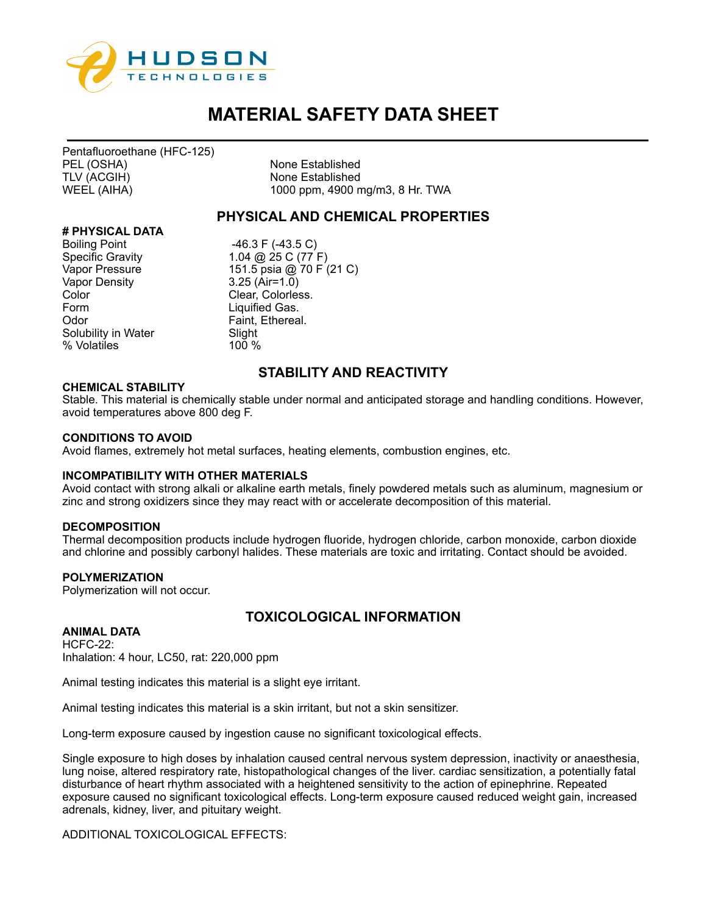HUDSON TECHNOLOGIES

# MATERIAL SAFETY DATA SHEET

Pentafluoroethane (HFC-125)

| | |
|---|---|
| PEL (OSHA) | None Established |
| TLV (ACGIH) | None Established |
| WEEL (AIHA) | 1000 ppm, 4900 mg/m3, 8 Hr. TWA |

## PHYSICAL AND CHEMICAL PROPERTIES

**# PHYSICAL DATA**

| | |
|---|---|
| Boiling Point | -46.3 F (-43.5 C) |
| Specific Gravity | 1.04 @ 25 C (77 F) |
| Vapor Pressure | 151.5 psia @ 70 F (21 C) |
| Vapor Density | 3.25 (Air=1.0) |
| Color | Clear, Colorless. |
| Form | Liquified Gas. |
| Odor | Faint, Ethereal. |
| Solubility in Water | Slight |
| % Volatiles | 100 % |

## STABILITY AND REACTIVITY

**CHEMICAL STABILITY**

Stable. This material is chemically stable under normal and anticipated storage and handling conditions. However, avoid temperatures above 800 deg F.

**CONDITIONS TO AVOID**

Avoid flames, extremely hot metal surfaces, heating elements, combustion engines, etc.

**INCOMPATIBILITY WITH OTHER MATERIALS**

Avoid contact with strong alkali or alkaline earth metals, finely powdered metals such as aluminum, magnesium or zinc and strong oxidizers since they may react with or accelerate decomposition of this material.

**DECOMPOSITION**

Thermal decomposition products include hydrogen fluoride, hydrogen chloride, carbon monoxide, carbon dioxide and chlorine and possibly carbonyl halides. These materials are toxic and irritating. Contact should be avoided.

**POLYMERIZATION**

Polymerization will not occur.

## TOXICOLOGICAL INFORMATION

**ANIMAL DATA**

HCFC-22:
Inhalation: 4 hour, LC50, rat: 220,000 ppm

Animal testing indicates this material is a slight eye irritant.

Animal testing indicates this material is a skin irritant, but not a skin sensitizer.

Long-term exposure caused by ingestion cause no significant toxicological effects.

Single exposure to high doses by inhalation caused central nervous system depression, inactivity or anaesthesia, lung noise, altered respiratory rate, histopathological changes of the liver. cardiac sensitization, a potentially fatal disturbance of heart rhythm associated with a heightened sensitivity to the action of epinephrine. Repeated exposure caused no significant toxicological effects. Long-term exposure caused reduced weight gain, increased adrenals, kidney, liver, and pituitary weight.

ADDITIONAL TOXICOLOGICAL EFFECTS: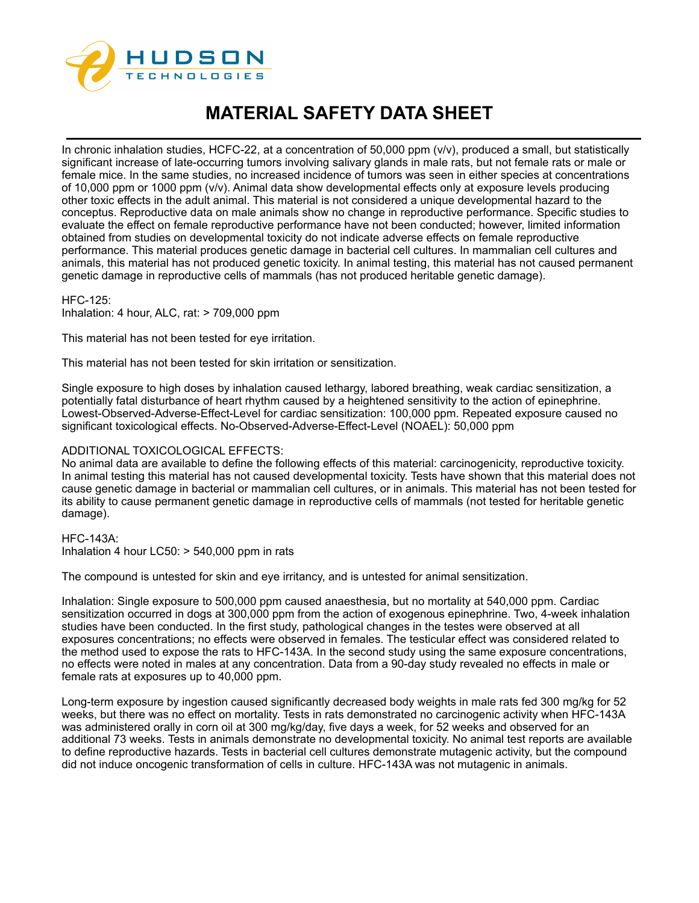# MATERIAL SAFETY DATA SHEET

In chronic inhalation studies, HCFC-22, at a concentration of 50,000 ppm (v/v), produced a small, but statistically significant increase of late-occurring tumors involving salivary glands in male rats, but not female rats or male or female mice. In the same studies, no increased incidence of tumors was seen in either species at concentrations of 10,000 ppm or 1000 ppm (v/v). Animal data show developmental effects only at exposure levels producing other toxic effects in the adult animal. This material is not considered a unique developmental hazard to the conceptus. Reproductive data on male animals show no change in reproductive performance. Specific studies to evaluate the effect on female reproductive performance have not been conducted; however, limited information obtained from studies on developmental toxicity do not indicate adverse effects on female reproductive performance. This material produces genetic damage in bacterial cell cultures. In mammalian cell cultures and animals, this material has not produced genetic toxicity. In animal testing, this material has not caused permanent genetic damage in reproductive cells of mammals (has not produced heritable genetic damage).

HFC-125:
Inhalation: 4 hour, ALC, rat: > 709,000 ppm

This material has not been tested for eye irritation.

This material has not been tested for skin irritation or sensitization.

Single exposure to high doses by inhalation caused lethargy, labored breathing, weak cardiac sensitization, a potentially fatal disturbance of heart rhythm caused by a heightened sensitivity to the action of epinephrine. Lowest-Observed-Adverse-Effect-Level for cardiac sensitization: 100,000 ppm. Repeated exposure caused no significant toxicological effects. No-Observed-Adverse-Effect-Level (NOAEL): 50,000 ppm

ADDITIONAL TOXICOLOGICAL EFFECTS:
No animal data are available to define the following effects of this material: carcinogenicity, reproductive toxicity. In animal testing this material has not caused developmental toxicity. Tests have shown that this material does not cause genetic damage in bacterial or mammalian cell cultures, or in animals. This material has not been tested for its ability to cause permanent genetic damage in reproductive cells of mammals (not tested for heritable genetic damage).

HFC-143A:
Inhalation 4 hour LC50: > 540,000 ppm in rats

The compound is untested for skin and eye irritancy, and is untested for animal sensitization.

Inhalation: Single exposure to 500,000 ppm caused anaesthesia, but no mortality at 540,000 ppm. Cardiac sensitization occurred in dogs at 300,000 ppm from the action of exogenous epinephrine. Two, 4-week inhalation studies have been conducted. In the first study, pathological changes in the testes were observed at all exposures concentrations; no effects were observed in females. The testicular effect was considered related to the method used to expose the rats to HFC-143A. In the second study using the same exposure concentrations, no effects were noted in males at any concentration. Data from a 90-day study revealed no effects in male or female rats at exposures up to 40,000 ppm.

Long-term exposure by ingestion caused significantly decreased body weights in male rats fed 300 mg/kg for 52 weeks, but there was no effect on mortality. Tests in rats demonstrated no carcinogenic activity when HFC-143A was administered orally in corn oil at 300 mg/kg/day, five days a week, for 52 weeks and observed for an additional 73 weeks. Tests in animals demonstrate no developmental toxicity. No animal test reports are available to define reproductive hazards. Tests in bacterial cell cultures demonstrate mutagenic activity, but the compound did not induce oncogenic transformation of cells in culture. HFC-143A was not mutagenic in animals.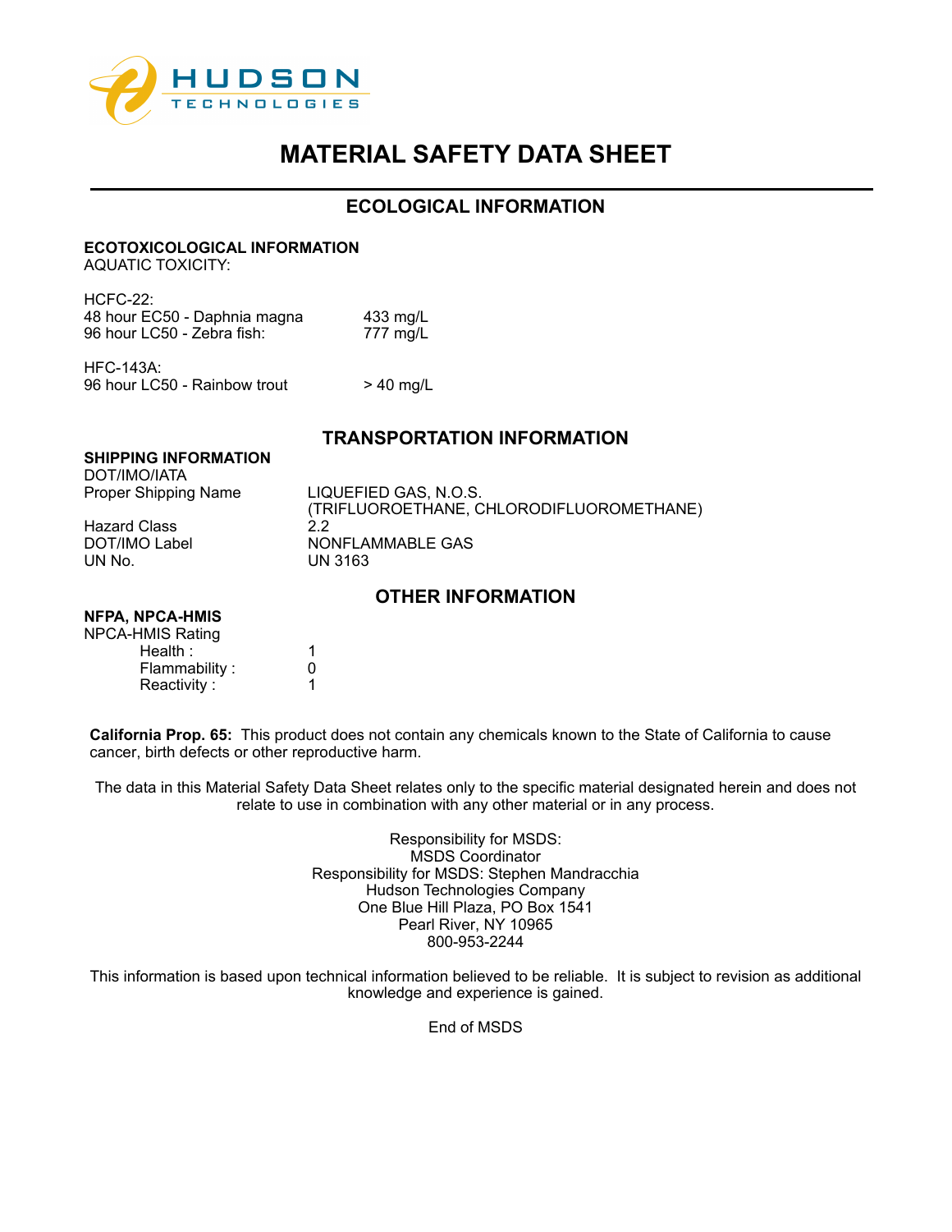HUDSON
TECHNOLOGIES

# MATERIAL SAFETY DATA SHEET

## ECOLOGICAL INFORMATION

**ECOTOXICOLOGICAL INFORMATION**
AQUATIC TOXICITY:

HCFC-22:

| | |
|---|---|
| 48 hour EC50 - Daphnia magna | 433 mg/L |
| 96 hour LC50 - Zebra fish: | 777 mg/L |

HFC-143A:

| | |
|---|---|
| 96 hour LC50 - Rainbow trout | > 40 mg/L |

## TRANSPORTATION INFORMATION

**SHIPPING INFORMATION**
DOT/IMO/IATA

| | |
|---|---|
| Proper Shipping Name | LIQUEFIED GAS, N.O.S. (TRIFLUOROETHANE, CHLORODIFLUOROMETHANE) |
| Hazard Class | 2.2 |
| DOT/IMO Label | NONFLAMMABLE GAS |
| UN No. | UN 3163 |

## OTHER INFORMATION

**NFPA, NPCA-HMIS**
NPCA-HMIS Rating

| | |
|---|---|
| Health : | 1 |
| Flammability : | 0 |
| Reactivity : | 1 |

**California Prop. 65:** This product does not contain any chemicals known to the State of California to cause cancer, birth defects or other reproductive harm.

The data in this Material Safety Data Sheet relates only to the specific material designated herein and does not relate to use in combination with any other material or in any process.

Responsibility for MSDS:
MSDS Coordinator
Responsibility for MSDS: Stephen Mandracchia
Hudson Technologies Company
One Blue Hill Plaza, PO Box 1541
Pearl River, NY 10965
800-953-2244

This information is based upon technical information believed to be reliable. It is subject to revision as additional knowledge and experience is gained.

End of MSDS